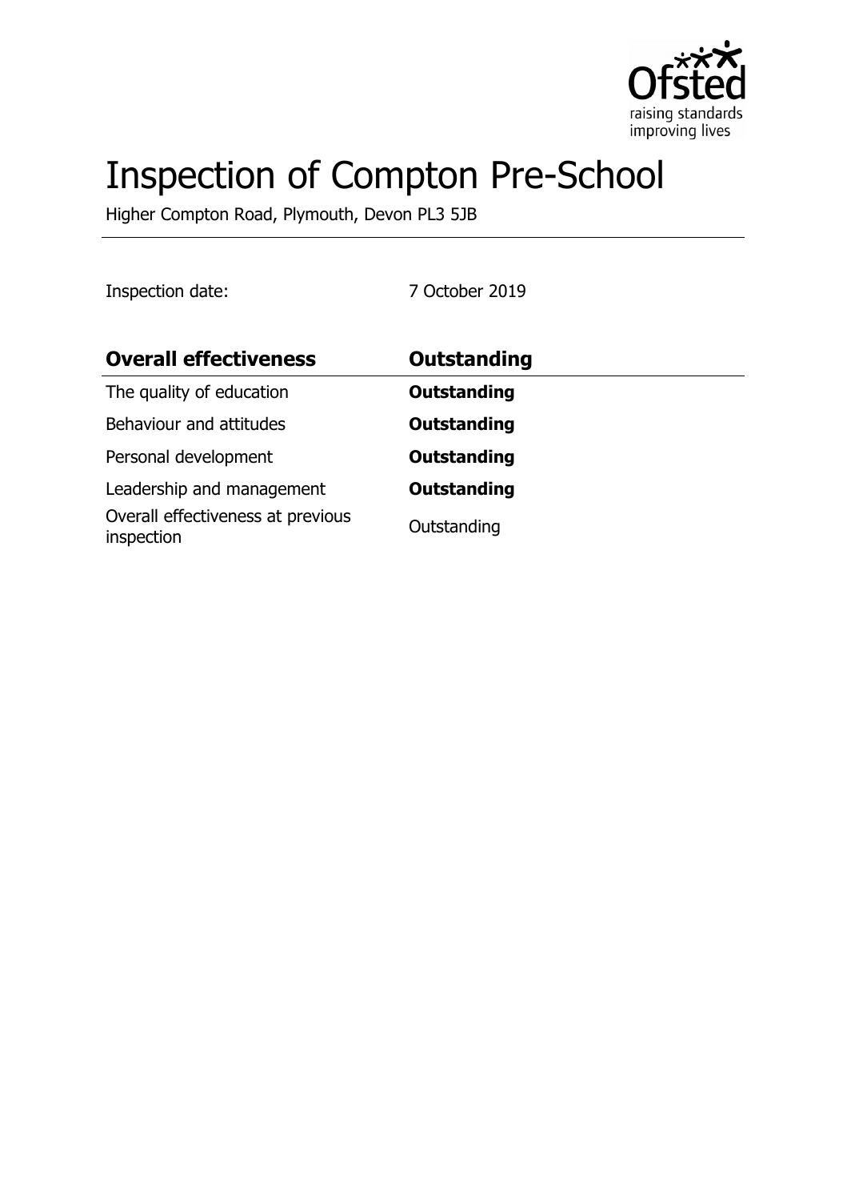# Inspection of Compton Pre-School

Higher Compton Road, Plymouth, Devon PL3 5JB

Inspection date: 7 October 2019

| Overall effectiveness | Outstanding |
| --- | --- |
| The quality of education | **Outstanding** |
| Behaviour and attitudes | **Outstanding** |
| Personal development | **Outstanding** |
| Leadership and management | **Outstanding** |
| Overall effectiveness at previous inspection | Outstanding |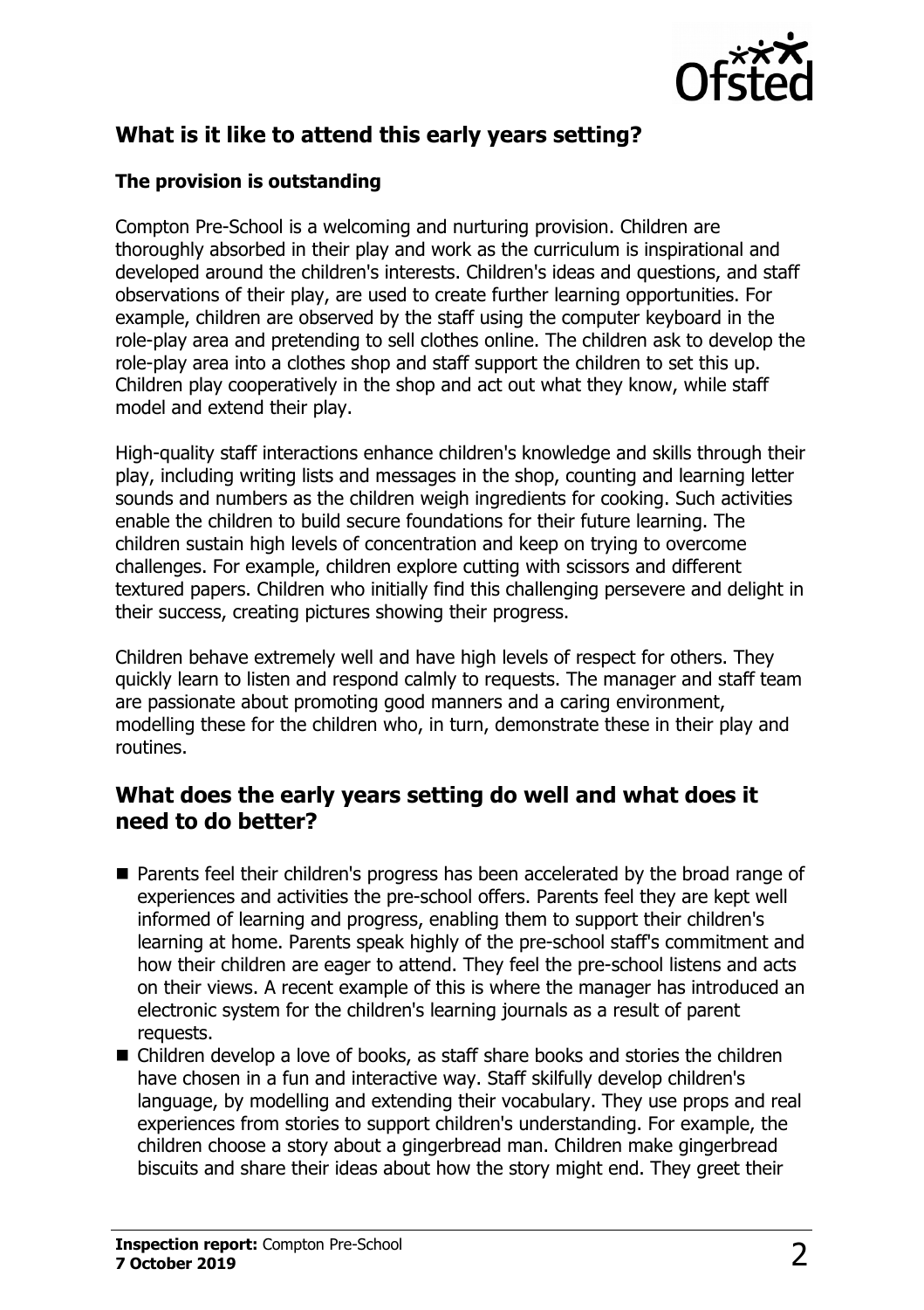## What is it like to attend this early years setting?

### The provision is outstanding

Compton Pre-School is a welcoming and nurturing provision. Children are thoroughly absorbed in their play and work as the curriculum is inspirational and developed around the children's interests. Children's ideas and questions, and staff observations of their play, are used to create further learning opportunities. For example, children are observed by the staff using the computer keyboard in the role-play area and pretending to sell clothes online. The children ask to develop the role-play area into a clothes shop and staff support the children to set this up. Children play cooperatively in the shop and act out what they know, while staff model and extend their play.

High-quality staff interactions enhance children's knowledge and skills through their play, including writing lists and messages in the shop, counting and learning letter sounds and numbers as the children weigh ingredients for cooking. Such activities enable the children to build secure foundations for their future learning. The children sustain high levels of concentration and keep on trying to overcome challenges. For example, children explore cutting with scissors and different textured papers. Children who initially find this challenging persevere and delight in their success, creating pictures showing their progress.

Children behave extremely well and have high levels of respect for others. They quickly learn to listen and respond calmly to requests. The manager and staff team are passionate about promoting good manners and a caring environment, modelling these for the children who, in turn, demonstrate these in their play and routines.

## What does the early years setting do well and what does it need to do better?

- Parents feel their children's progress has been accelerated by the broad range of experiences and activities the pre-school offers. Parents feel they are kept well informed of learning and progress, enabling them to support their children's learning at home. Parents speak highly of the pre-school staff's commitment and how their children are eager to attend. They feel the pre-school listens and acts on their views. A recent example of this is where the manager has introduced an electronic system for the children's learning journals as a result of parent requests.
- Children develop a love of books, as staff share books and stories the children have chosen in a fun and interactive way. Staff skilfully develop children's language, by modelling and extending their vocabulary. They use props and real experiences from stories to support children's understanding. For example, the children choose a story about a gingerbread man. Children make gingerbread biscuits and share their ideas about how the story might end. They greet their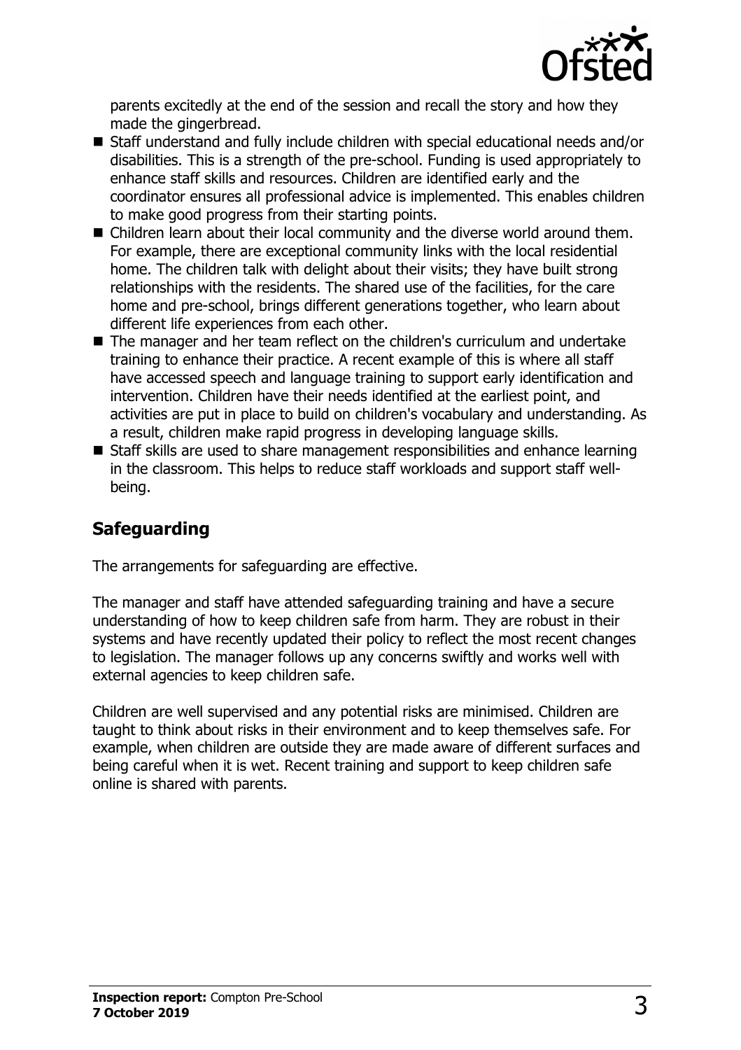parents excitedly at the end of the session and recall the story and how they made the gingerbread.

- Staff understand and fully include children with special educational needs and/or disabilities. This is a strength of the pre-school. Funding is used appropriately to enhance staff skills and resources. Children are identified early and the coordinator ensures all professional advice is implemented. This enables children to make good progress from their starting points.
- Children learn about their local community and the diverse world around them. For example, there are exceptional community links with the local residential home. The children talk with delight about their visits; they have built strong relationships with the residents. The shared use of the facilities, for the care home and pre-school, brings different generations together, who learn about different life experiences from each other.
- The manager and her team reflect on the children's curriculum and undertake training to enhance their practice. A recent example of this is where all staff have accessed speech and language training to support early identification and intervention. Children have their needs identified at the earliest point, and activities are put in place to build on children's vocabulary and understanding. As a result, children make rapid progress in developing language skills.
- Staff skills are used to share management responsibilities and enhance learning in the classroom. This helps to reduce staff workloads and support staff well-being.

## Safeguarding

The arrangements for safeguarding are effective.

The manager and staff have attended safeguarding training and have a secure understanding of how to keep children safe from harm. They are robust in their systems and have recently updated their policy to reflect the most recent changes to legislation. The manager follows up any concerns swiftly and works well with external agencies to keep children safe.

Children are well supervised and any potential risks are minimised. Children are taught to think about risks in their environment and to keep themselves safe. For example, when children are outside they are made aware of different surfaces and being careful when it is wet. Recent training and support to keep children safe online is shared with parents.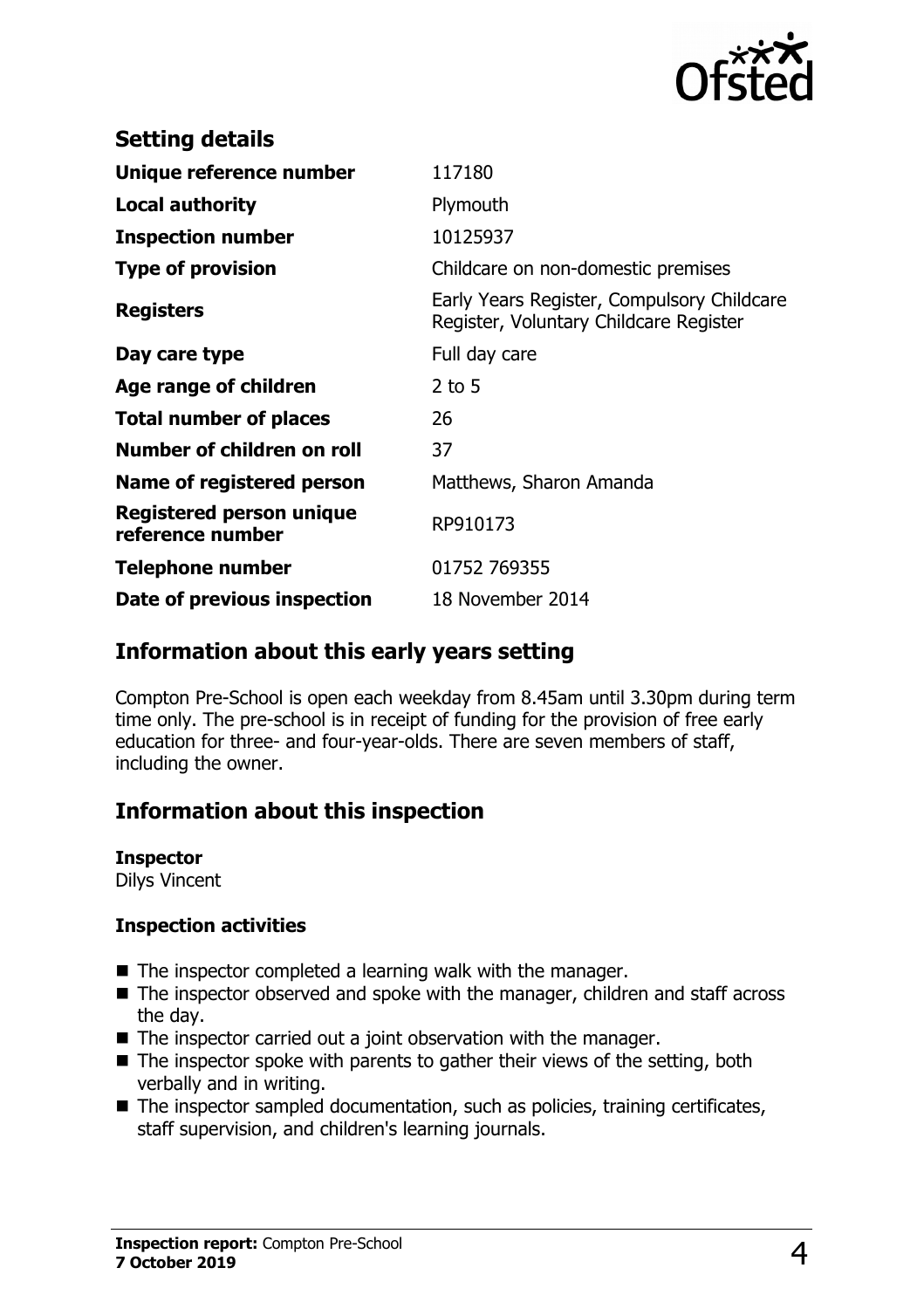## Setting details

| | |
|---|---|
| **Unique reference number** | 117180 |
| **Local authority** | Plymouth |
| **Inspection number** | 10125937 |
| **Type of provision** | Childcare on non-domestic premises |
| **Registers** | Early Years Register, Compulsory Childcare Register, Voluntary Childcare Register |
| **Day care type** | Full day care |
| **Age range of children** | 2 to 5 |
| **Total number of places** | 26 |
| **Number of children on roll** | 37 |
| **Name of registered person** | Matthews, Sharon Amanda |
| **Registered person unique reference number** | RP910173 |
| **Telephone number** | 01752 769355 |
| **Date of previous inspection** | 18 November 2014 |

## Information about this early years setting

Compton Pre-School is open each weekday from 8.45am until 3.30pm during term time only. The pre-school is in receipt of funding for the provision of free early education for three- and four-year-olds. There are seven members of staff, including the owner.

## Information about this inspection

**Inspector**
Dilys Vincent

**Inspection activities**

- The inspector completed a learning walk with the manager.
- The inspector observed and spoke with the manager, children and staff across the day.
- The inspector carried out a joint observation with the manager.
- The inspector spoke with parents to gather their views of the setting, both verbally and in writing.
- The inspector sampled documentation, such as policies, training certificates, staff supervision, and children's learning journals.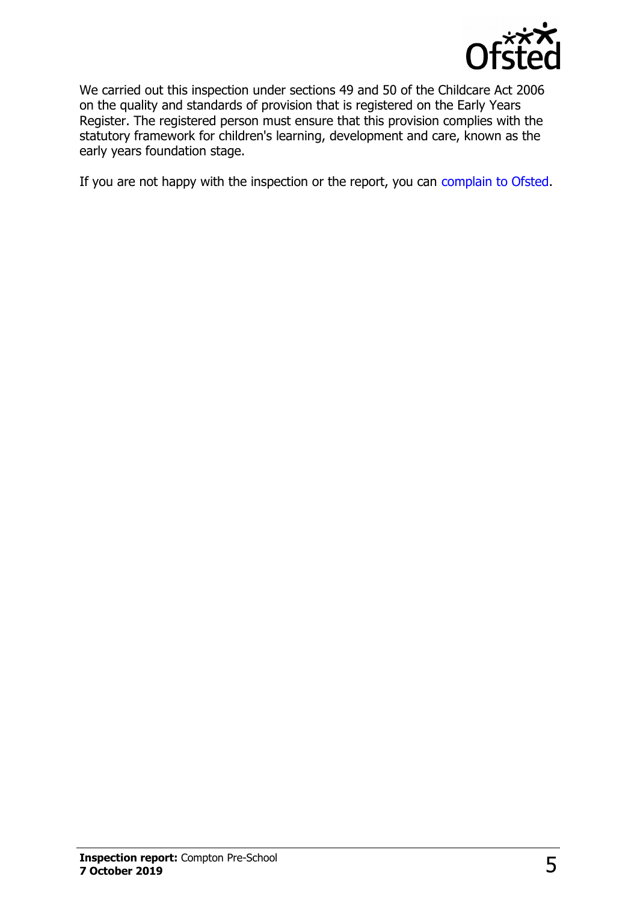We carried out this inspection under sections 49 and 50 of the Childcare Act 2006 on the quality and standards of provision that is registered on the Early Years Register. The registered person must ensure that this provision complies with the statutory framework for children's learning, development and care, known as the early years foundation stage.

If you are not happy with the inspection or the report, you can complain to Ofsted.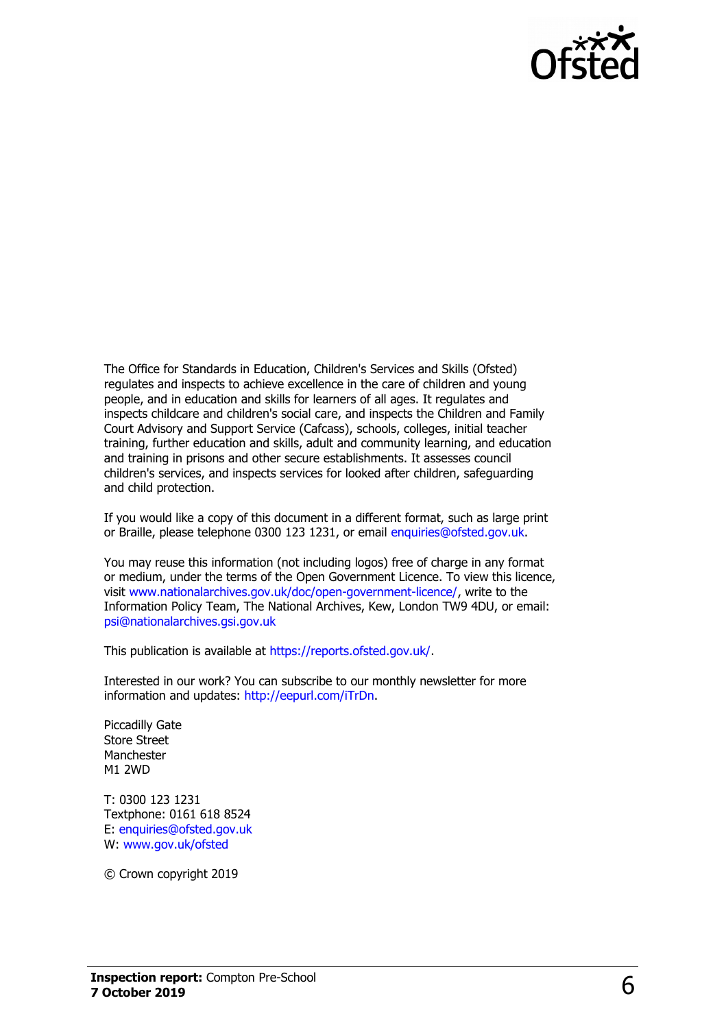The Office for Standards in Education, Children's Services and Skills (Ofsted) regulates and inspects to achieve excellence in the care of children and young people, and in education and skills for learners of all ages. It regulates and inspects childcare and children's social care, and inspects the Children and Family Court Advisory and Support Service (Cafcass), schools, colleges, initial teacher training, further education and skills, adult and community learning, and education and training in prisons and other secure establishments. It assesses council children's services, and inspects services for looked after children, safeguarding and child protection.

If you would like a copy of this document in a different format, such as large print or Braille, please telephone 0300 123 1231, or email enquiries@ofsted.gov.uk.

You may reuse this information (not including logos) free of charge in any format or medium, under the terms of the Open Government Licence. To view this licence, visit www.nationalarchives.gov.uk/doc/open-government-licence/, write to the Information Policy Team, The National Archives, Kew, London TW9 4DU, or email: psi@nationalarchives.gsi.gov.uk

This publication is available at https://reports.ofsted.gov.uk/.

Interested in our work? You can subscribe to our monthly newsletter for more information and updates: http://eepurl.com/iTrDn.

Piccadilly Gate
Store Street
Manchester
M1 2WD

T: 0300 123 1231
Textphone: 0161 618 8524
E: enquiries@ofsted.gov.uk
W: www.gov.uk/ofsted

© Crown copyright 2019